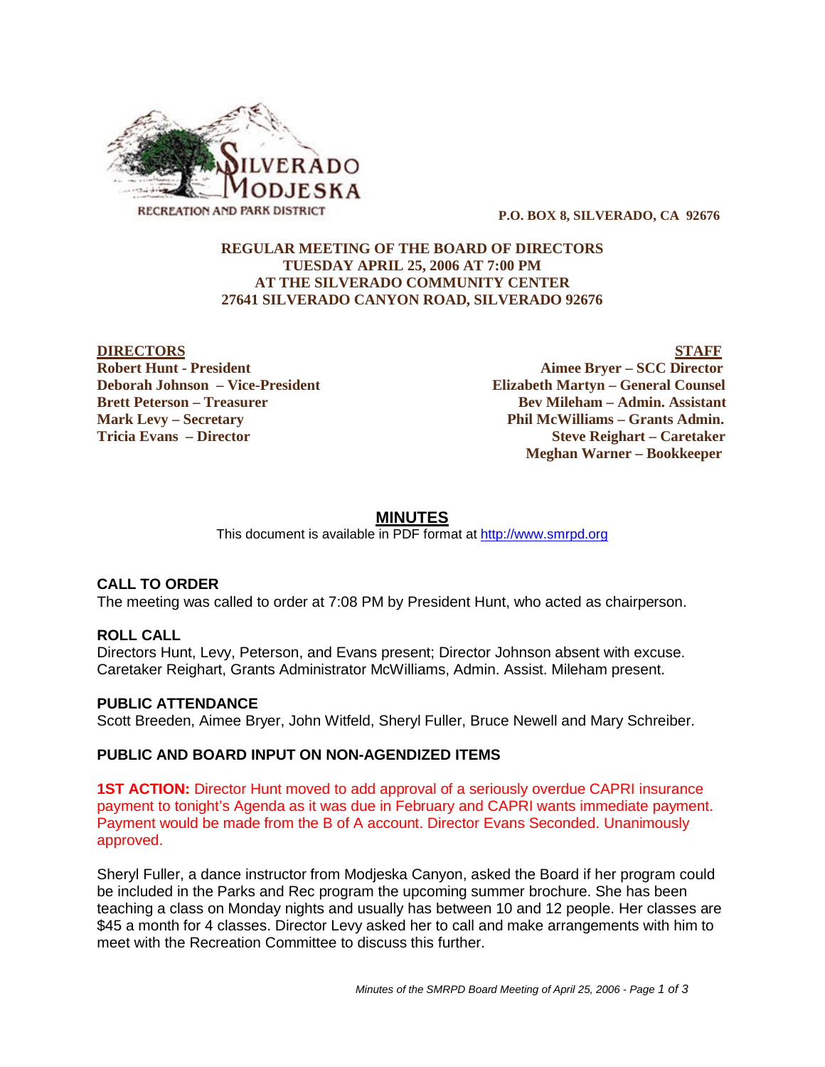P.O. BOX 8, SILVERADO, CA 92676

**REGULAR MEETING OF THE BOARD OF DIRECTORS**
**TUESDAY APRIL 25, 2006 AT 7:00 PM**
**AT THE SILVERADO COMMUNITY CENTER**
**27641 SILVERADO CANYON ROAD, SILVERADO 92676**

**DIRECTORS**
**Robert Hunt - President**
**Deborah Johnson – Vice-President**
**Brett Peterson – Treasurer**
**Mark Levy – Secretary**
**Tricia Evans – Director**

**STAFF**
**Aimee Bryer – SCC Director**
**Elizabeth Martyn – General Counsel**
**Bev Mileham – Admin. Assistant**
**Phil McWilliams – Grants Admin.**
**Steve Reighart – Caretaker**
**Meghan Warner – Bookkeeper**

# MINUTES

This document is available in PDF format at http://www.smrpd.org

## CALL TO ORDER

The meeting was called to order at 7:08 PM by President Hunt, who acted as chairperson.

## ROLL CALL

Directors Hunt, Levy, Peterson, and Evans present; Director Johnson absent with excuse. Caretaker Reighart, Grants Administrator McWilliams, Admin. Assist. Mileham present.

## PUBLIC ATTENDANCE

Scott Breeden, Aimee Bryer, John Witfeld, Sheryl Fuller, Bruce Newell and Mary Schreiber.

## PUBLIC AND BOARD INPUT ON NON-AGENDIZED ITEMS

**1ST ACTION:** Director Hunt moved to add approval of a seriously overdue CAPRI insurance payment to tonight's Agenda as it was due in February and CAPRI wants immediate payment. Payment would be made from the B of A account. Director Evans Seconded. Unanimously approved.

Sheryl Fuller, a dance instructor from Modjeska Canyon, asked the Board if her program could be included in the Parks and Rec program the upcoming summer brochure. She has been teaching a class on Monday nights and usually has between 10 and 12 people. Her classes are $45 a month for 4 classes. Director Levy asked her to call and make arrangements with him to meet with the Recreation Committee to discuss this further.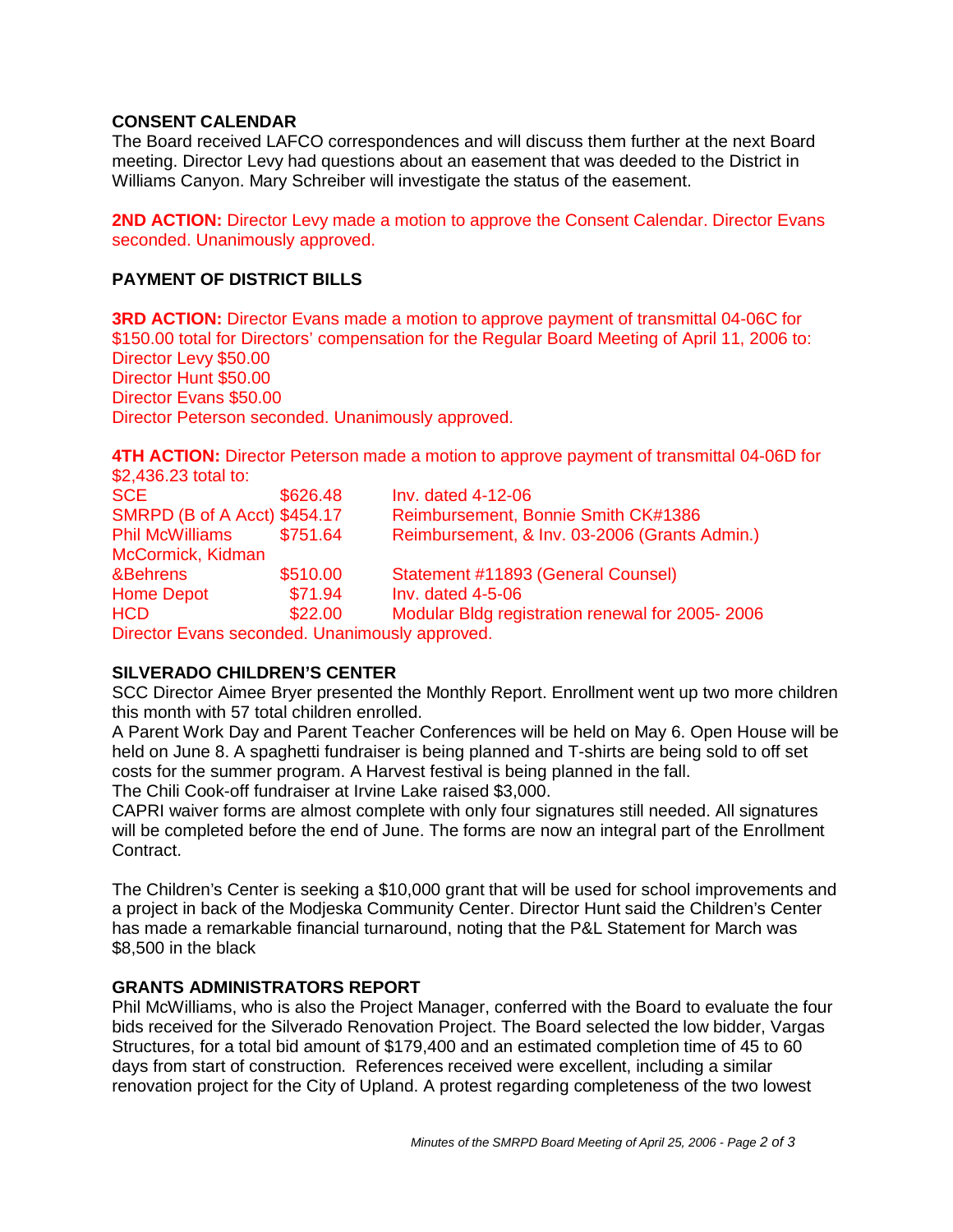**CONSENT CALENDAR**

The Board received LAFCO correspondences and will discuss them further at the next Board meeting. Director Levy had questions about an easement that was deeded to the District in Williams Canyon. Mary Schreiber will investigate the status of the easement.

**2ND ACTION:** Director Levy made a motion to approve the Consent Calendar. Director Evans seconded. Unanimously approved.

**PAYMENT OF DISTRICT BILLS**

**3RD ACTION:** Director Evans made a motion to approve payment of transmittal 04-06C for $150.00 total for Directors' compensation for the Regular Board Meeting of April 11, 2006 to:
Director Levy $50.00
Director Hunt $50.00
Director Evans $50.00
Director Peterson seconded. Unanimously approved.

**4TH ACTION:** Director Peterson made a motion to approve payment of transmittal 04-06D for $2,436.23 total to:

| | | |
|---|---|---|
| SCE | $626.48 | Inv. dated 4-12-06 |
| SMRPD (B of A Acct) | $454.17 | Reimbursement, Bonnie Smith CK#1386 |
| Phil McWilliams | $751.64 | Reimbursement, & Inv. 03-2006 (Grants Admin.) |
| McCormick, Kidman &Behrens | $510.00 | Statement #11893 (General Counsel) |
| Home Depot | $71.94 | Inv. dated 4-5-06 |
| HCD | $22.00 | Modular Bldg registration renewal for 2005- 2006 |

Director Evans seconded. Unanimously approved.

**SILVERADO CHILDREN'S CENTER**

SCC Director Aimee Bryer presented the Monthly Report. Enrollment went up two more children this month with 57 total children enrolled.
A Parent Work Day and Parent Teacher Conferences will be held on May 6. Open House will be held on June 8. A spaghetti fundraiser is being planned and T-shirts are being sold to off set costs for the summer program. A Harvest festival is being planned in the fall.
The Chili Cook-off fundraiser at Irvine Lake raised $3,000.
CAPRI waiver forms are almost complete with only four signatures still needed. All signatures will be completed before the end of June. The forms are now an integral part of the Enrollment Contract.

The Children's Center is seeking a $10,000 grant that will be used for school improvements and a project in back of the Modjeska Community Center. Director Hunt said the Children's Center has made a remarkable financial turnaround, noting that the P&L Statement for March was $8,500 in the black

**GRANTS ADMINISTRATORS REPORT**

Phil McWilliams, who is also the Project Manager, conferred with the Board to evaluate the four bids received for the Silverado Renovation Project. The Board selected the low bidder, Vargas Structures, for a total bid amount of $179,400 and an estimated completion time of 45 to 60 days from start of construction. References received were excellent, including a similar renovation project for the City of Upland. A protest regarding completeness of the two lowest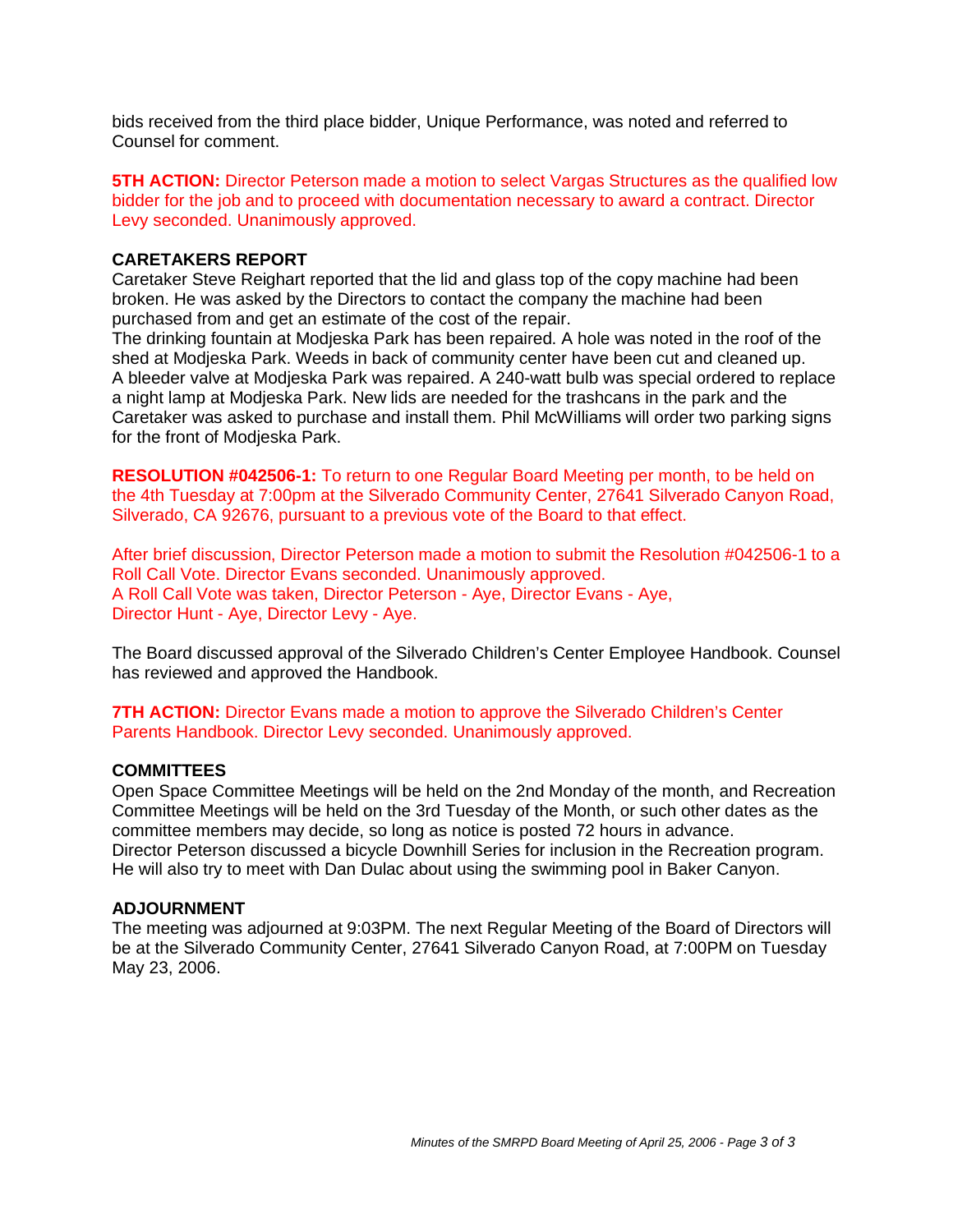bids received from the third place bidder, Unique Performance, was noted and referred to Counsel for comment.

**5TH ACTION:** Director Peterson made a motion to select Vargas Structures as the qualified low bidder for the job and to proceed with documentation necessary to award a contract. Director Levy seconded. Unanimously approved.

### CARETAKERS REPORT

Caretaker Steve Reighart reported that the lid and glass top of the copy machine had been broken. He was asked by the Directors to contact the company the machine had been purchased from and get an estimate of the cost of the repair.
The drinking fountain at Modjeska Park has been repaired. A hole was noted in the roof of the shed at Modjeska Park. Weeds in back of community center have been cut and cleaned up. A bleeder valve at Modjeska Park was repaired. A 240-watt bulb was special ordered to replace a night lamp at Modjeska Park. New lids are needed for the trashcans in the park and the Caretaker was asked to purchase and install them. Phil McWilliams will order two parking signs for the front of Modjeska Park.

**RESOLUTION #042506-1:** To return to one Regular Board Meeting per month, to be held on the 4th Tuesday at 7:00pm at the Silverado Community Center, 27641 Silverado Canyon Road, Silverado, CA 92676, pursuant to a previous vote of the Board to that effect.

After brief discussion, Director Peterson made a motion to submit the Resolution #042506-1 to a Roll Call Vote. Director Evans seconded. Unanimously approved.
A Roll Call Vote was taken, Director Peterson - Aye, Director Evans - Aye,
Director Hunt - Aye, Director Levy - Aye.

The Board discussed approval of the Silverado Children's Center Employee Handbook. Counsel has reviewed and approved the Handbook.

**7TH ACTION:** Director Evans made a motion to approve the Silverado Children's Center Parents Handbook. Director Levy seconded. Unanimously approved.

### COMMITTEES

Open Space Committee Meetings will be held on the 2nd Monday of the month, and Recreation Committee Meetings will be held on the 3rd Tuesday of the Month, or such other dates as the committee members may decide, so long as notice is posted 72 hours in advance.
Director Peterson discussed a bicycle Downhill Series for inclusion in the Recreation program. He will also try to meet with Dan Dulac about using the swimming pool in Baker Canyon.

### ADJOURNMENT

The meeting was adjourned at 9:03PM. The next Regular Meeting of the Board of Directors will be at the Silverado Community Center, 27641 Silverado Canyon Road, at 7:00PM on Tuesday May 23, 2006.